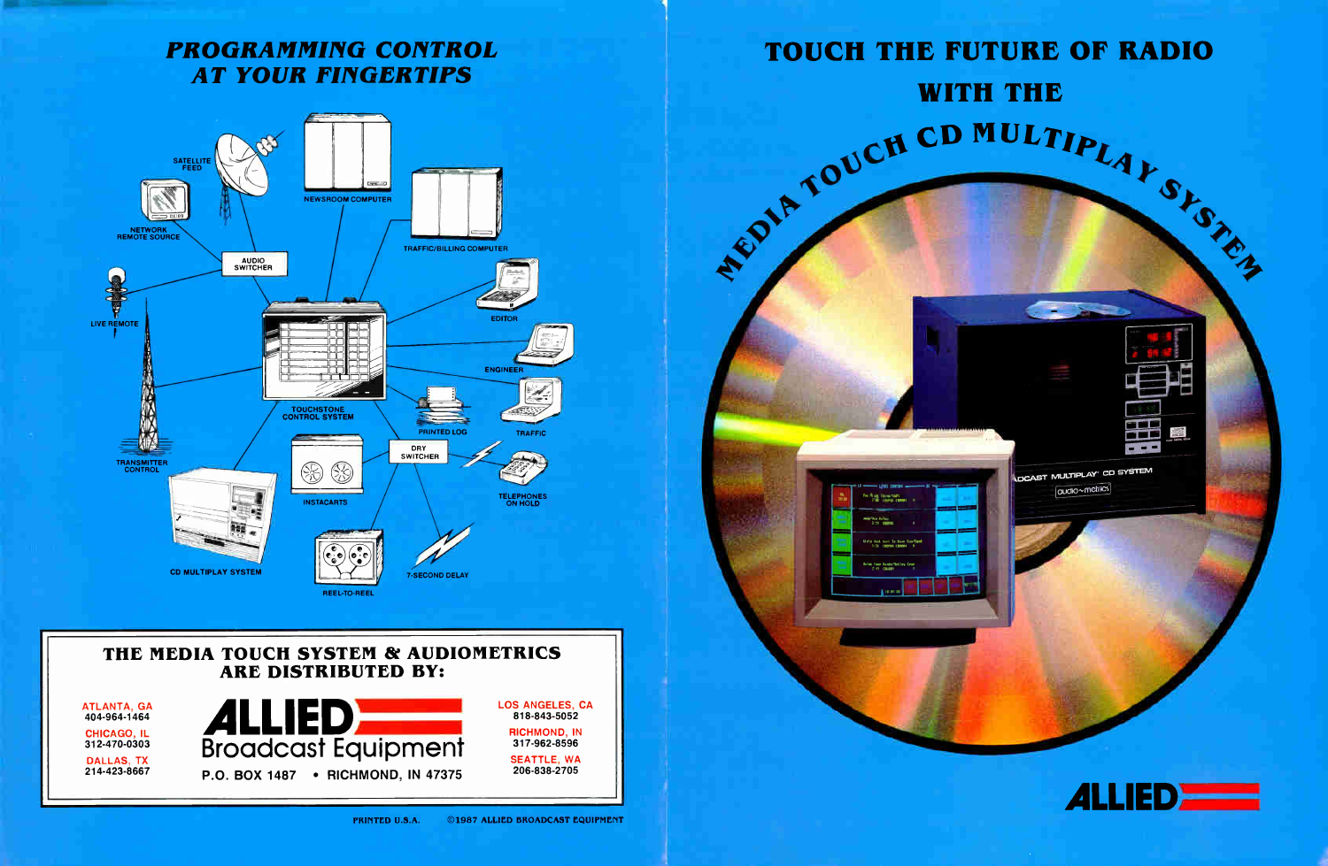## *PROGRAMMING CONTROL AT YOUR FINGERTIPS*

SATELLITE FEED

NETWORK REMOTE SOURCE

NEWSROOM COMPUTER

TRAFFIC/BILLING COMPUTER

AUDIO SWITCHER

LIVE REMOTE

EDITOR

ENGINEER

TOUCHSTONE CONTROL SYSTEM

PRINTED LOG

TRAFFIC

TRANSMITTER CONTROL

DRY SWITCHER

INSTACARTS

TELEPHONES ON HOLD

CD MULTIPLAY SYSTEM

7-SECOND DELAY

REEL-TO-REEL

### THE MEDIA TOUCH SYSTEM & AUDIOMETRICS ARE DISTRIBUTED BY:

**ALLIED Broadcast Equipment**

P.O. BOX 1487 • RICHMOND, IN 47375

ATLANTA, GA
404-964-1464

CHICAGO, IL
312-470-0303

DALLAS, TX
214-423-8667

LOS ANGELES, CA
818-843-5052

RICHMOND, IN
317-962-8596

SEATTLE, WA
206-838-2705

PRINTED U.S.A. ©1987 ALLIED BROADCAST EQUIPMENT

# TOUCH THE FUTURE OF RADIO WITH THE MEDIA TOUCH CD MULTIPLAY SYSTEM

BROADCAST MULTIPLAY CD SYSTEM

audio~metrics

**ALLIED**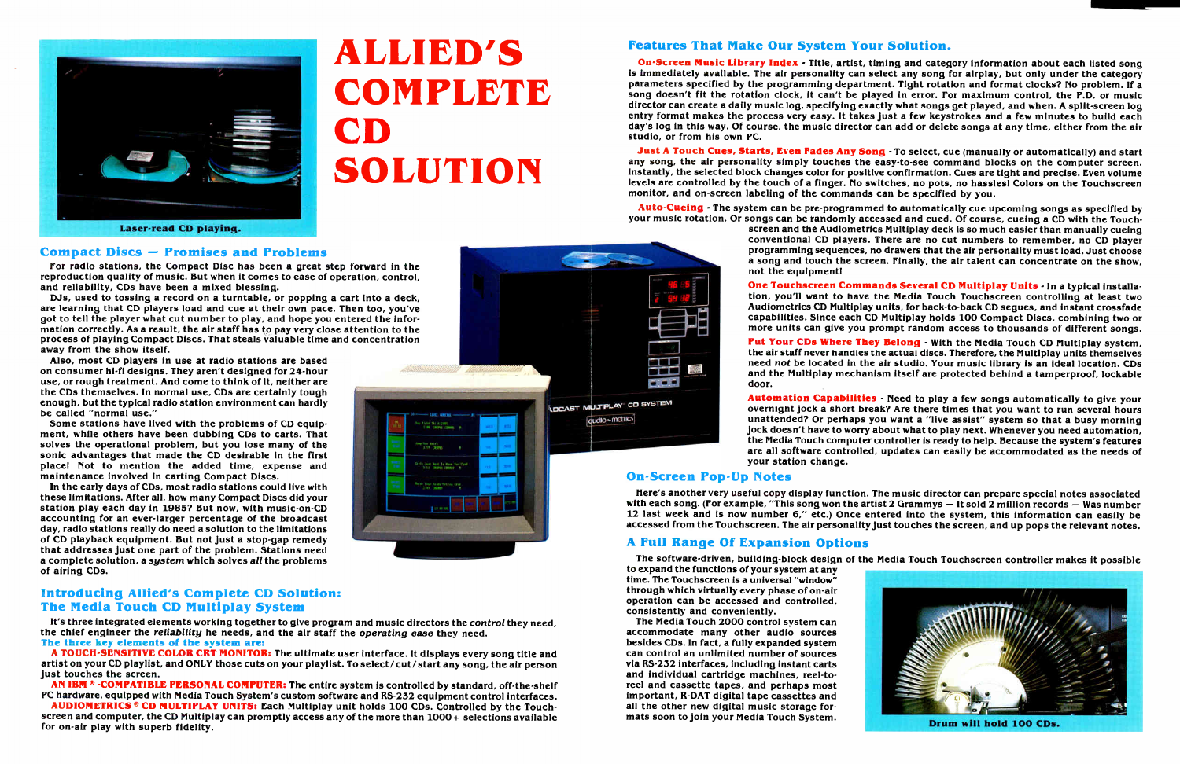# ALLIED'S COMPLETE CD SOLUTION

Laser-read CD playing.

## Compact Discs — Promises and Problems

For radio stations, the Compact Disc has been a great step forward in the reproduction quality of music. But when it comes to ease of operation, control, and reliability, CDs have been a mixed blessing.

DJs, used to tossing a record on a turntable, or popping a cart into a deck, are learning that CD players load and cue at their own pace. Then too, you've got to tell the player what cut number to play, and hope you entered the information correctly. As a result, the air staff has to pay very close attention to the process of playing Compact Discs. That steals valuable time and concentration away from the show itself.

Also, most CD players in use at radio stations are based on consumer hi-fi designs. They aren't designed for 24-hour use, or rough treatment. And come to think of it, neither are the CDs themselves. In normal use, CDs are certainly tough enough, but the typical radio station environment can hardly be called "normal use."

Some stations have lived with the problems of CD equipment, while others have been dubbing CDs to carts. That solves the operational problem, but you lose many of the sonic advantages that made the CD desirable in the first place! Not to mention the added time, expense and maintenance involved in carting Compact Discs.

In the early days of CDs, most radio stations could live with these limitations. After all, how many Compact Discs did your station play each day in 1985? But now, with music-on-CD accounting for an ever-larger percentage of the broadcast day, radio stations really do need a solution to the limitations of CD playback equipment. But not just a stop-gap remedy that addresses just one part of the problem. Stations need a complete solution, a *system* which solves *all* the problems of airing CDs.

## Introducing Allied's Complete CD Solution: The Media Touch CD Multiplay System

It's three integrated elements working together to give program and music directors the *control* they need, the chief engineer the *reliability* he needs, and the air staff the *operating ease* they need.

**The three key elements of the system are:**

**A TOUCH-SENSITIVE COLOR CRT MONITOR:** The ultimate user interface. It displays every song title and artist on your CD playlist, and ONLY those cuts on your playlist. To select/cut/start any song, the air person just touches the screen.

**AN IBM ® -COMPATIBLE PERSONAL COMPUTER:** The entire system is controlled by standard, off-the-shelf PC hardware, equipped with Media Touch System's custom software and RS-232 equipment control interfaces.

**AUDIOMETRICS ® CD MULTIPLAY UNITS:** Each Multiplay unit holds 100 CDs. Controlled by the Touchscreen and computer, the CD Multiplay can promptly access any of the more than 1000+ selections available for on-air play with superb fidelity.

## Features That Make Our System Your Solution.

**On-Screen Music Library Index** - Title, artist, timing and category information about each listed song is immediately available. The air personality can select any song for airplay, but only under the category parameters specified by the programming department. Tight rotation and format clocks? No problem. If a song doesn't fit the rotation clock, it can't be played in error. For maximum control, the P.D. or music director can create a daily music log, specifying exactly what songs get played, and when. A split-screen log entry format makes the process very easy. It takes just a few keystrokes and a few minutes to build each day's log in this way. Of course, the music director can add or delete songs at any time, either from the air studio, or from his own PC.

**Just A Touch Cues, Starts, Even Fades Any Song** - To select, cue (manually or automatically) and start any song, the air personality simply touches the easy-to-see command blocks on the computer screen. Instantly, the selected block changes color for positive confirmation. Cues are tight and precise. Even volume levels are controlled by the touch of a finger. No switches, no pots, no hassles! Colors on the Touchscreen monitor, and on-screen labeling of the commands can be specified by you.

**Auto-Cueing** - The system can be pre-programmed to automatically cue upcoming songs as specified by your music rotation. Or songs can be randomly accessed and cued. Of course, cueing a CD with the Touchscreen and the Audiometrics Multiplay deck is so much easier than manually cueing conventional CD players. There are no cut numbers to remember, no CD player programming sequences, no drawers that the air personality must load. Just choose a song and touch the screen. Finally, the air talent can concentrate on the show, not the equipment!

**One Touchscreen Commands Several CD Multiplay Units** - In a typical installation, you will want to have the Media Touch Touchscreen controlling at least two Audiometrics CD Multiplay units, for back-to-back CD segues, and instant crossfade capabilities. Since each CD Multiplay holds 100 Compact Discs, combining two or more units can give you prompt random access to thousands of different songs.

**Put Your CDs Where They Belong** - With the Media Touch CD Multiplay system, the air staff never handles the actual discs. Therefore, the Multiplay units themselves need *not* be located in the air studio. Your music library is an ideal location. CDs and the Multiplay mechanism itself are protected behind a tamperproof, lockable door.

**Automation Capabilities** - Need to play a few songs automatically to give your overnight jock a short break? Are there times that you want to run several hours unattended? Or perhaps you want a "live assist" system so that a busy morning jock doesn't have to worry about what to play next. Whenever you need automation, the Media Touch computer controller is ready to help. Because the system's features are all software controlled, updates can easily be accommodated as the needs of your station change.

## On-Screen Pop-Up Notes

Here's another very useful copy display function. The music director can prepare special notes associated with each song. (For example, "This song won the artist 2 Grammys — It sold 2 million records — Was number 12 last week and is now number 6," etc.) Once entered into the system, this information can easily be accessed from the Touchscreen. The air personality just touches the screen, and up pops the relevant notes.

## A Full Range Of Expansion Options

The software-driven, building-block design of the Media Touch Touchscreen controller makes it possible to expand the functions of your system at any time. The Touchscreen is a universal "window" through which virtually every phase of on-air operation can be accessed and controlled, consistently and conveniently.

The Media Touch 2000 control system can accommodate many other audio sources besides CDs. In fact, a fully expanded system can control an unlimited number of sources via RS-232 interfaces, including instant carts and individual cartridge machines, reel-to-reel and cassette tapes, and perhaps most important, R-DAT digital tape cassettes and all the other new digital music storage formats soon to join your Media Touch System.

Drum will hold 100 CDs.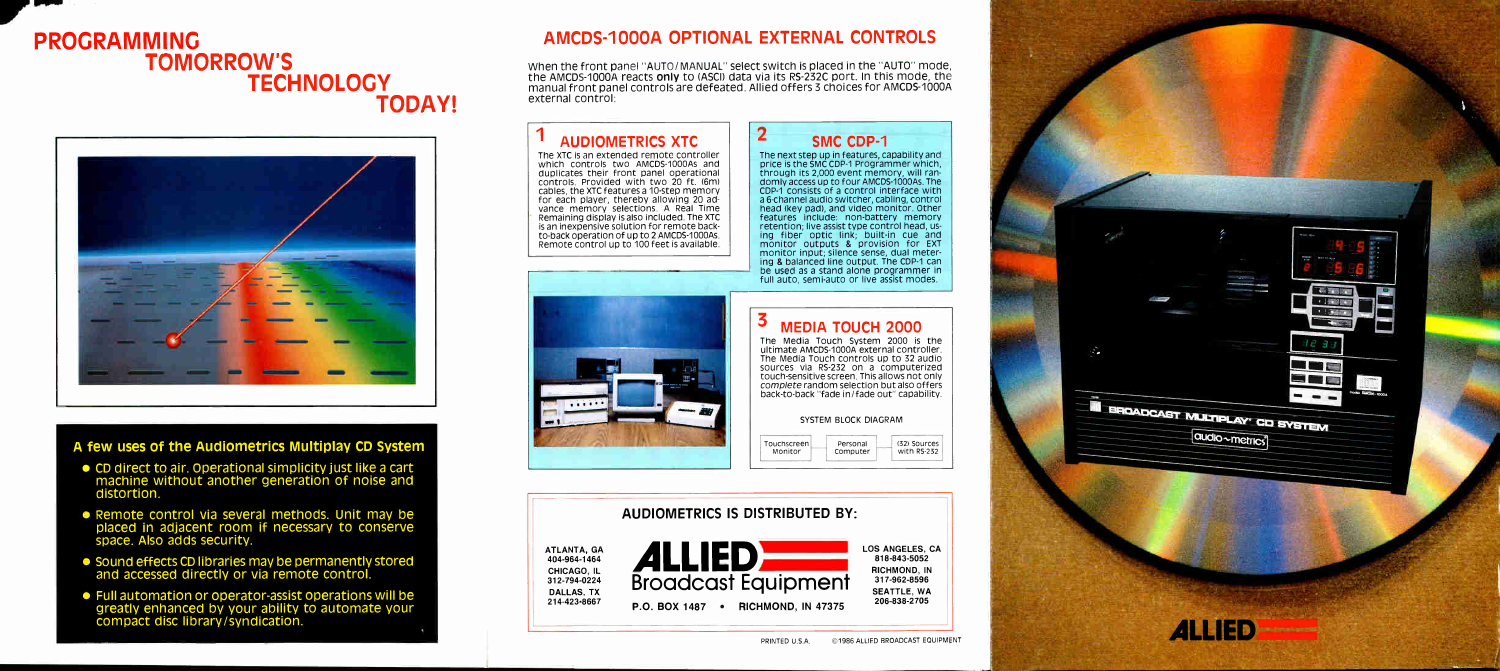# PROGRAMMING TOMORROW'S TECHNOLOGY TODAY!

### A few uses of the Audiometrics Multiplay CD System

- CD direct to air. Operational simplicity just like a cart machine without another generation of noise and distortion.
- Remote control via several methods. Unit may be placed in adjacent room if necessary to conserve space. Also adds security.
- Sound effects CD libraries may be permanently stored and accessed directly or via remote control.
- Full automation or operator-assist operations will be greatly enhanced by your ability to automate your compact disc library/syndication.

## AMCDS-1000A OPTIONAL EXTERNAL CONTROLS

When the front panel "AUTO/MANUAL" select switch is placed in the "AUTO" mode, the AMCDS-1000A reacts **only** to (ASCII) data via its RS-232C port. In this mode, the manual front panel controls are defeated. Allied offers 3 choices for AMCDS-1000A external control:

### 1 AUDIOMETRICS XTC

The XTC is an extended remote controller which controls two AMCDS-1000As and duplicates their front panel operational controls. Provided with two 20 ft. (6m) cables, the XTC features a 10-step memory for each player, thereby allowing 20 advance memory selections. A Real Time Remaining display is also included. The XTC is an inexpensive solution for remote back-to-back operation of up to 2 AMCDS-1000As. Remote control up to 100 feet is available.

### 2 SMC CDP-1

The next step up in features, capability and price is the SMC CDP-1 Programmer which, through its 2,000 event memory, will randomly access up to four AMCDS-1000As. The CDP-1 consists of a control interface with a 6 channel audio switcher, cabling, control head (key pad), and video monitor. Other features include: non-battery memory retention; live assist type control head, using fiber optic link; built-in cue and monitor outputs & provision for EXT monitor input; silence sense, dual metering & balanced line output. The CDP-1 can be used as a stand alone programmer in full auto, semi-auto or live assist modes.

### 3 MEDIA TOUCH 2000

The Media Touch System 2000 is the ultimate AMCDS-1000A external controller. The Media Touch controls up to 32 audio sources via RS-232 on a computerized touch-sensitive screen. This allows not only *complete* random selection but also offers back-to-back "fade in/fade out" capability.

SYSTEM BLOCK DIAGRAM

Touchscreen Monitor — Personal Computer — (32) Sources with RS-232

### AUDIOMETRICS IS DISTRIBUTED BY:

**ALLIED Broadcast Equipment**

P.O. BOX 1487 • RICHMOND, IN 47375

ATLANTA, GA 404-964-1464
CHICAGO, IL 312-794-0224
DALLAS, TX 214-423-8667
LOS ANGELES, CA 818-843-5052
RICHMOND, IN 317-962-8596
SEATTLE, WA 206-838-2705

BROADCAST MULTIPLAY CD SYSTEM

audio-metrics

ALLIED

PRINTED U.S.A. ©1986 ALLIED BROADCAST EQUIPMENT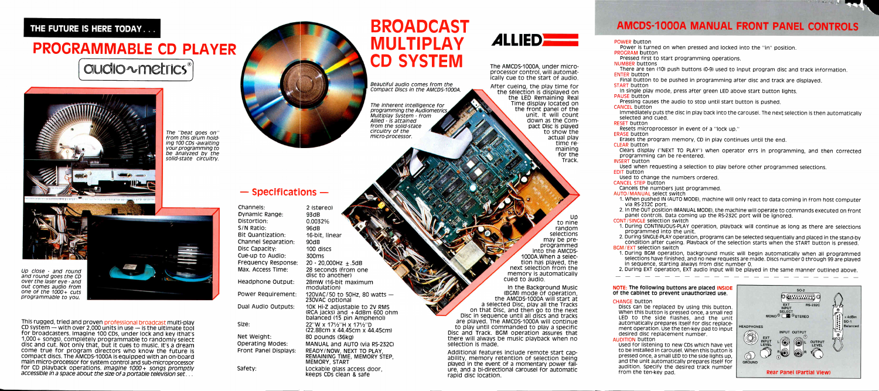THE FUTURE IS HERE TODAY . . .

# PROGRAMMABLE CD PLAYER

audio~metrics®

*The "beat goes on" from this drum holding 100 CDs - awaiting your programming to be analyzed by the solid-state circuitry.*

*Up close - and round and round goes the CD over the laser eye - and out comes audio from one of the 1000+ cuts programmable to you.*

This rugged, tried and proven professional broadcast multi-play CD system — with over 2,000 units in use — is the ultimate tool for broadcasters. Imagine 100 CDs, under lock and key (that's 1,000+ songs), completely programmable to randomly select disc and cut. Not only that, but it cues to music. It's a dream come true for program directors who know the future is compact discs. The AMCDS-1000A is equipped with an on-board main micro-processor for system control and sub-microprocessor for CD playback operations. *Imagine 1000+ songs promptly accessible in a space about the size of a portable television set . . .*

# BROADCAST MULTIPLAY CD SYSTEM

ALLIED

*Beautiful audio comes from the Compact Discs in the AMCDS-1000A.*

*The inherent intelligence for programming the Audiometrics Multiplay System - from Allied - is attained from the solid-state circuitry of the micro-processor.*

## — Specifications —

| | |
|---|---|
| Channels: | 2 (stereo) |
| Dynamic Range: | 93dB |
| Distortion: | 0.0032% |
| S/N Ratio: | 96dB |
| Bit Quantization: | 16-bit, linear |
| Channel Separation: | 90dB |
| Disc Capacity: | 100 discs |
| Cue-up to Audio: | 300ms |
| Frequency Response: | 20 - 20,000Hz ±.5dB |
| Max. Access Time: | 28 seconds (from one disc to another) |
| Headphone Output: | 28mW (16-bit maximum modulation) |
| Power Requirement: | 120VAC/50 to 50Hz, 80 watts — 230VAC optional |
| Dual Audio Outputs: | 10K Hi-Z adjustable to 2V RMS (RCA jacks) and +4dBm 600 ohm balanced (15 pin Amphenol) |
| Size: | 22"W x 17½"H x 17½"D (22.88cm x 44.45cm x 44.45cm) |
| Net Weight: | 80 pounds (36kg) |
| Operating Modes: | MANUAL and AUTO (via RS-232C) |
| Front Panel Displays: | READY/NOW, NEXT TO PLAY, REMAINING TIME, MEMORY STEP, MEMORY, START |
| Safety: | Lockable glass access door, keeps CDs clean & safe |

The AMCDS-1000A, under micro-processor control, will automatically cue to the start of audio.

After cueing, the play time for the selection is displayed on the LED Remaining Real Time display located on the front panel of the unit. It will count down as the Compact Disc is played to show the actual play time remaining for the Track.

Up to nine random selections may be pre-programmed into the AMCDS-1000A. When a selection has played, the next selection from the memory is automatically cued to audio.

In the Background Music (BGM) mode of operation, the AMCDS-1000A will start at a selected Disc, play all the Tracks on that Disc, and then go to the next Disc in sequence until all discs and tracks are played. The AMCDS-1000A will continue to play until commanded to play a specific Disc and Track. BGM operation assures that there will always be music playback when no selection is made.

Additional features include remote start capability, memory retention of selection being played in the event of a momentary power failure, and a bi-directional carousel for automatic rapid disc location.

## AMCDS-1000A MANUAL FRONT PANEL CONTROLS

**POWER button**
Power is turned on when pressed and locked into the "in" position.

**PROGRAM button**
Pressed first to start programming operations.

**NUMBER buttons**
There are ten (10) push buttons (0-9) used to input program disc and track information.

**ENTER button**
Final button to be pushed in programming after disc and track are displayed.

**START button**
In single play mode, press after green LED above start button lights.

**PAUSE button**
Pressing causes the audio to stop until start button is pushed.

**CANCEL button**
Immediately puts the disc in play back into the carousel. The next selection is then automatically selected and cued.

**RESET button**
Resets microprocessor in event of a "lock up."

**ERASE button**
Erases the program memory, CD in play continues until the end.

**CLEAR button**
Clears display ("NEXT TO PLAY") when operator errs in programming, and then corrected programming can be re-entered.

**INSERT button**
Used when requesting a selection to play before other programmed selections.

**EDIT button**
Used to change the numbers ordered.

**CANCEL STEP button**
Cancels the numbers just programmed.

**AUTO/MANUAL select switch**
1. When pushed IN (AUTO MODE), machine will only react to data coming in from host computer via RS-232C port.
2. In the OUT position (MANUAL MODE), the machine will operate to commands executed on front panel controls. Data coming up the RS-232C port will be ignored.

**CONT/SINGLE selection switch**
1. During CONTINUOUS-PLAY operation, playback will continue as long as there are selections programmed into the unit.
2. During SINGLE-PLAY operation, programs can be selected sequentially and placed in the stand-by condition after cueing. Playback of the selection starts when the START button is pressed.

**BGM/EXT selection switch**
1. During BGM operation, background music will begin automatically when all programmed selections have finished, and no new requests are made. Discs number 0 through 99 are played in sequence, starting always from disc number 0.
2. During EXT operation, EXT audio input will be played in the same manner outlined above.

**NOTE: The following buttons are placed INSIDE of the cabinet to prevent unauthorized use.**

**CHANGE button**
Discs can be replaced by using this button. When this button is pressed once, a small red LED to the side flashes, and the unit automatically prepares itself for disc replacement operation. Use the ten-key pad to input desired disc replacement number.

**AUDITION button**
Used for listening to new CDs which have yet to be installed in carousel. When this button is pressed once, a small LED to the side lights up, and the unit automatically prepares itself for audition. Specify the desired track number from the ten-key pad.

SO-2
EXT INPUT SELECT
MONO STEREO
RS-232C
HEADPHONES
INPUT OUTPUT
EXT INPUT LEVEL
OUTPUT LEVEL
L R
+4dBm
SO-1
Balanced
GROUND

**Rear Panel (Partial View)**